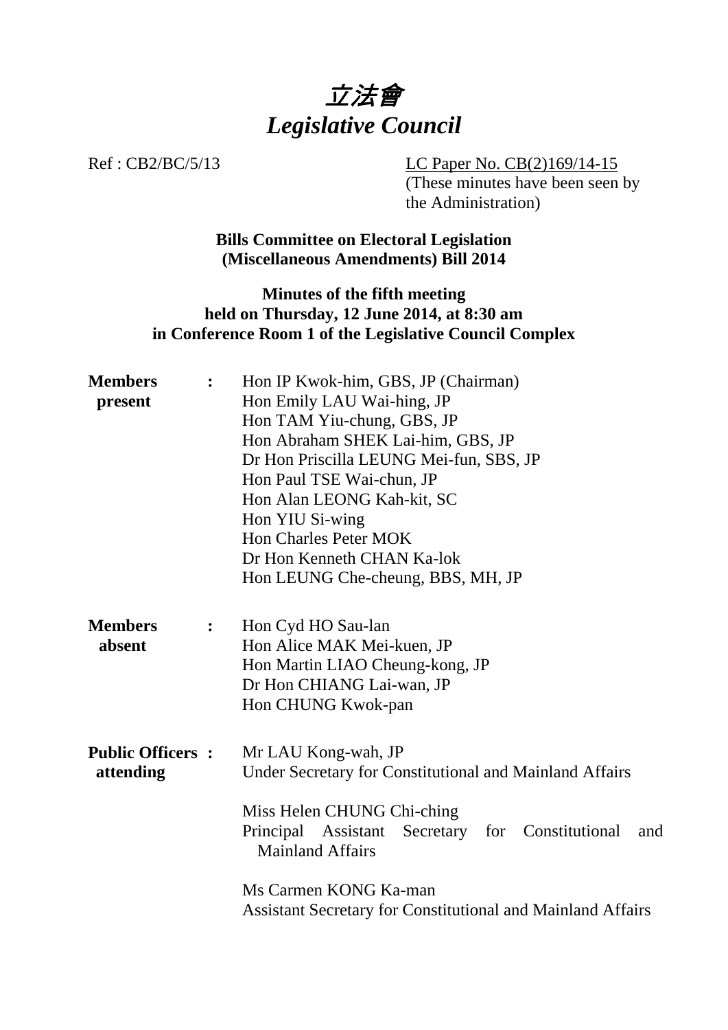# 立法會
# *Legislative Council*

Ref : CB2/BC/5/13

LC Paper No. CB(2)169/14-15
(These minutes have been seen by the Administration)

**Bills Committee on Electoral Legislation (Miscellaneous Amendments) Bill 2014**

**Minutes of the fifth meeting held on Thursday, 12 June 2014, at 8:30 am in Conference Room 1 of the Legislative Council Complex**

**Members present** :
Hon IP Kwok-him, GBS, JP (Chairman)
Hon Emily LAU Wai-hing, JP
Hon TAM Yiu-chung, GBS, JP
Hon Abraham SHEK Lai-him, GBS, JP
Dr Hon Priscilla LEUNG Mei-fun, SBS, JP
Hon Paul TSE Wai-chun, JP
Hon Alan LEONG Kah-kit, SC
Hon YIU Si-wing
Hon Charles Peter MOK
Dr Hon Kenneth CHAN Ka-lok
Hon LEUNG Che-cheung, BBS, MH, JP

**Members absent** :
Hon Cyd HO Sau-lan
Hon Alice MAK Mei-kuen, JP
Hon Martin LIAO Cheung-kong, JP
Dr Hon CHIANG Lai-wan, JP
Hon CHUNG Kwok-pan

**Public Officers attending** :
Mr LAU Kong-wah, JP
Under Secretary for Constitutional and Mainland Affairs

Miss Helen CHUNG Chi-ching
Principal Assistant Secretary for Constitutional and Mainland Affairs

Ms Carmen KONG Ka-man
Assistant Secretary for Constitutional and Mainland Affairs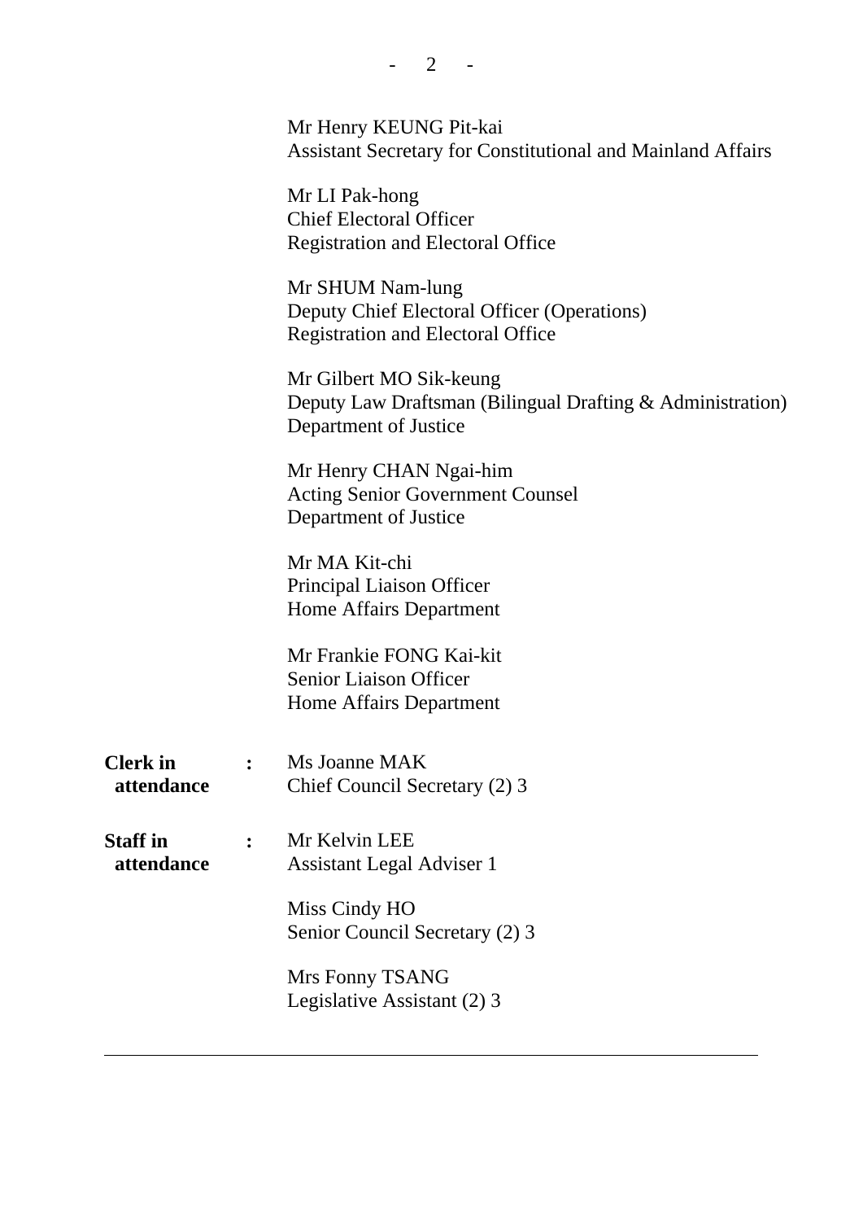Mr Henry KEUNG Pit-kai
Assistant Secretary for Constitutional and Mainland Affairs

Mr LI Pak-hong
Chief Electoral Officer
Registration and Electoral Office

Mr SHUM Nam-lung
Deputy Chief Electoral Officer (Operations)
Registration and Electoral Office

Mr Gilbert MO Sik-keung
Deputy Law Draftsman (Bilingual Drafting & Administration)
Department of Justice

Mr Henry CHAN Ngai-him
Acting Senior Government Counsel
Department of Justice

Mr MA Kit-chi
Principal Liaison Officer
Home Affairs Department

Mr Frankie FONG Kai-kit
Senior Liaison Officer
Home Affairs Department

**Clerk in attendance** : Ms Joanne MAK
Chief Council Secretary (2) 3

**Staff in attendance** : Mr Kelvin LEE
Assistant Legal Adviser 1

Miss Cindy HO
Senior Council Secretary (2) 3

Mrs Fonny TSANG
Legislative Assistant (2) 3

---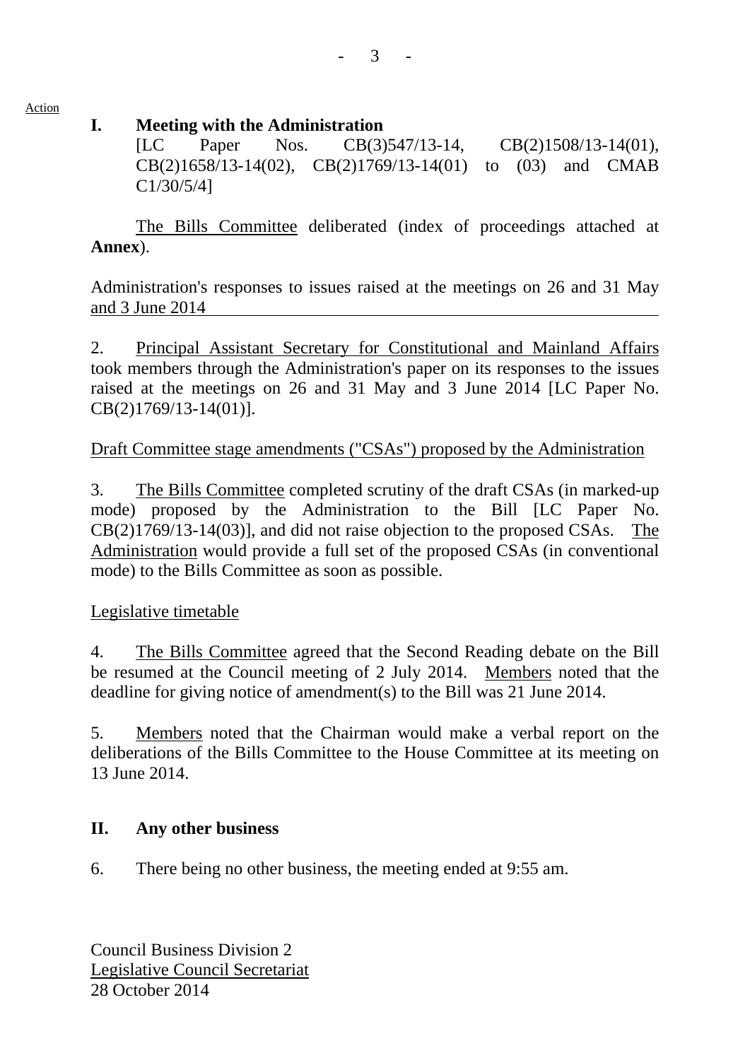Action

## I. Meeting with the Administration

[LC Paper Nos. CB(3)547/13-14, CB(2)1508/13-14(01), CB(2)1658/13-14(02), CB(2)1769/13-14(01) to (03) and CMAB C1/30/5/4]

The Bills Committee deliberated (index of proceedings attached at **Annex**).

Administration's responses to issues raised at the meetings on 26 and 31 May and 3 June 2014

2. Principal Assistant Secretary for Constitutional and Mainland Affairs took members through the Administration's paper on its responses to the issues raised at the meetings on 26 and 31 May and 3 June 2014 [LC Paper No. CB(2)1769/13-14(01)].

Draft Committee stage amendments ("CSAs") proposed by the Administration

3. The Bills Committee completed scrutiny of the draft CSAs (in marked-up mode) proposed by the Administration to the Bill [LC Paper No. CB(2)1769/13-14(03)], and did not raise objection to the proposed CSAs. The Administration would provide a full set of the proposed CSAs (in conventional mode) to the Bills Committee as soon as possible.

Legislative timetable

4. The Bills Committee agreed that the Second Reading debate on the Bill be resumed at the Council meeting of 2 July 2014. Members noted that the deadline for giving notice of amendment(s) to the Bill was 21 June 2014.

5. Members noted that the Chairman would make a verbal report on the deliberations of the Bills Committee to the House Committee at its meeting on 13 June 2014.

## II. Any other business

6. There being no other business, the meeting ended at 9:55 am.

Council Business Division 2
Legislative Council Secretariat
28 October 2014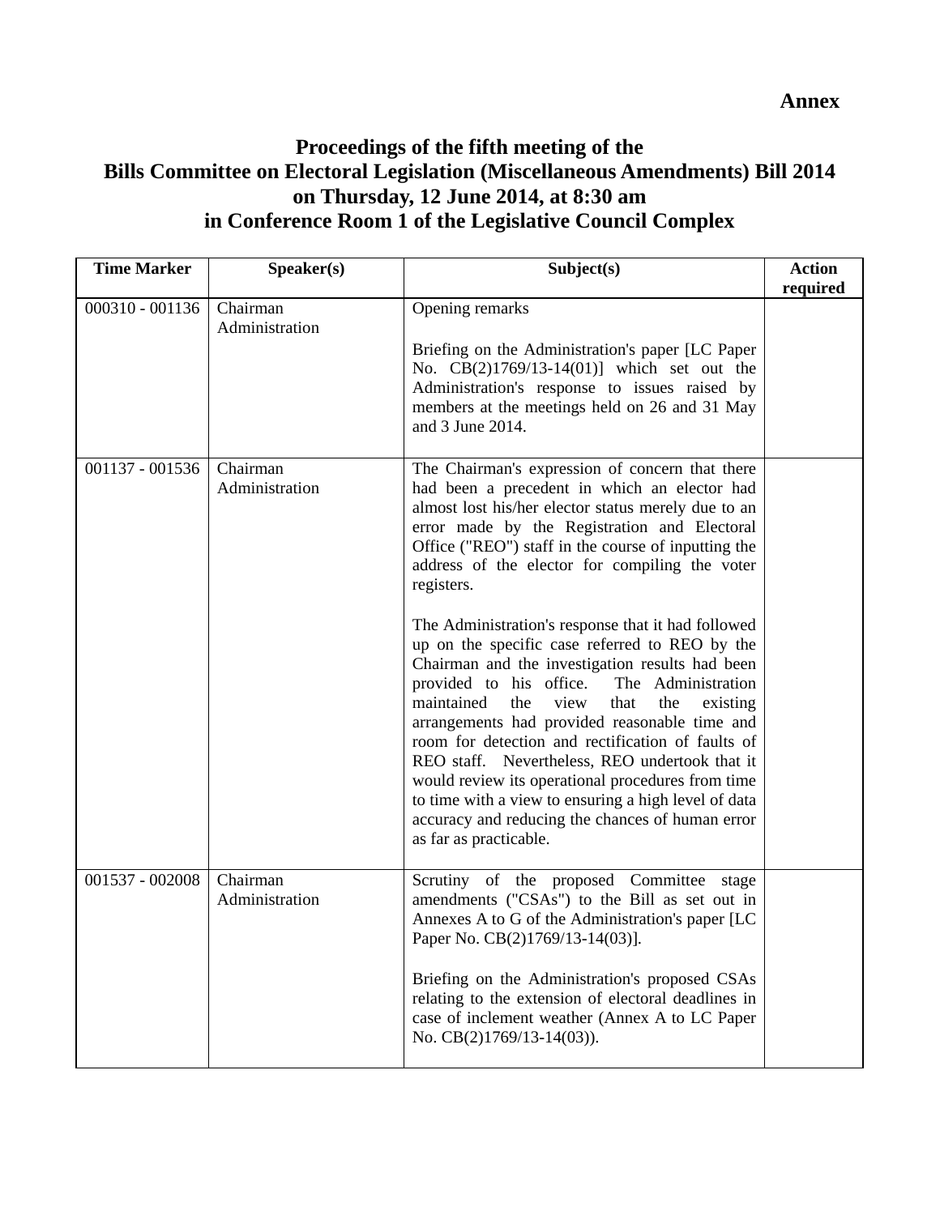**Annex**

# Proceedings of the fifth meeting of the Bills Committee on Electoral Legislation (Miscellaneous Amendments) Bill 2014 on Thursday, 12 June 2014, at 8:30 am in Conference Room 1 of the Legislative Council Complex

| Time Marker | Speaker(s) | Subject(s) | Action required |
|---|---|---|---|
| 000310 - 001136 | Chairman<br>Administration | Opening remarks<br><br>Briefing on the Administration's paper [LC Paper No. CB(2)1769/13-14(01)] which set out the Administration's response to issues raised by members at the meetings held on 26 and 31 May and 3 June 2014. | |
| 001137 - 001536 | Chairman<br>Administration | The Chairman's expression of concern that there had been a precedent in which an elector had almost lost his/her elector status merely due to an error made by the Registration and Electoral Office ("REO") staff in the course of inputting the address of the elector for compiling the voter registers.<br><br>The Administration's response that it had followed up on the specific case referred to REO by the Chairman and the investigation results had been provided to his office. The Administration maintained the view that the existing arrangements had provided reasonable time and room for detection and rectification of faults of REO staff. Nevertheless, REO undertook that it would review its operational procedures from time to time with a view to ensuring a high level of data accuracy and reducing the chances of human error as far as practicable. | |
| 001537 - 002008 | Chairman<br>Administration | Scrutiny of the proposed Committee stage amendments ("CSAs") to the Bill as set out in Annexes A to G of the Administration's paper [LC Paper No. CB(2)1769/13-14(03)].<br><br>Briefing on the Administration's proposed CSAs relating to the extension of electoral deadlines in case of inclement weather (Annex A to LC Paper No. CB(2)1769/13-14(03)). | |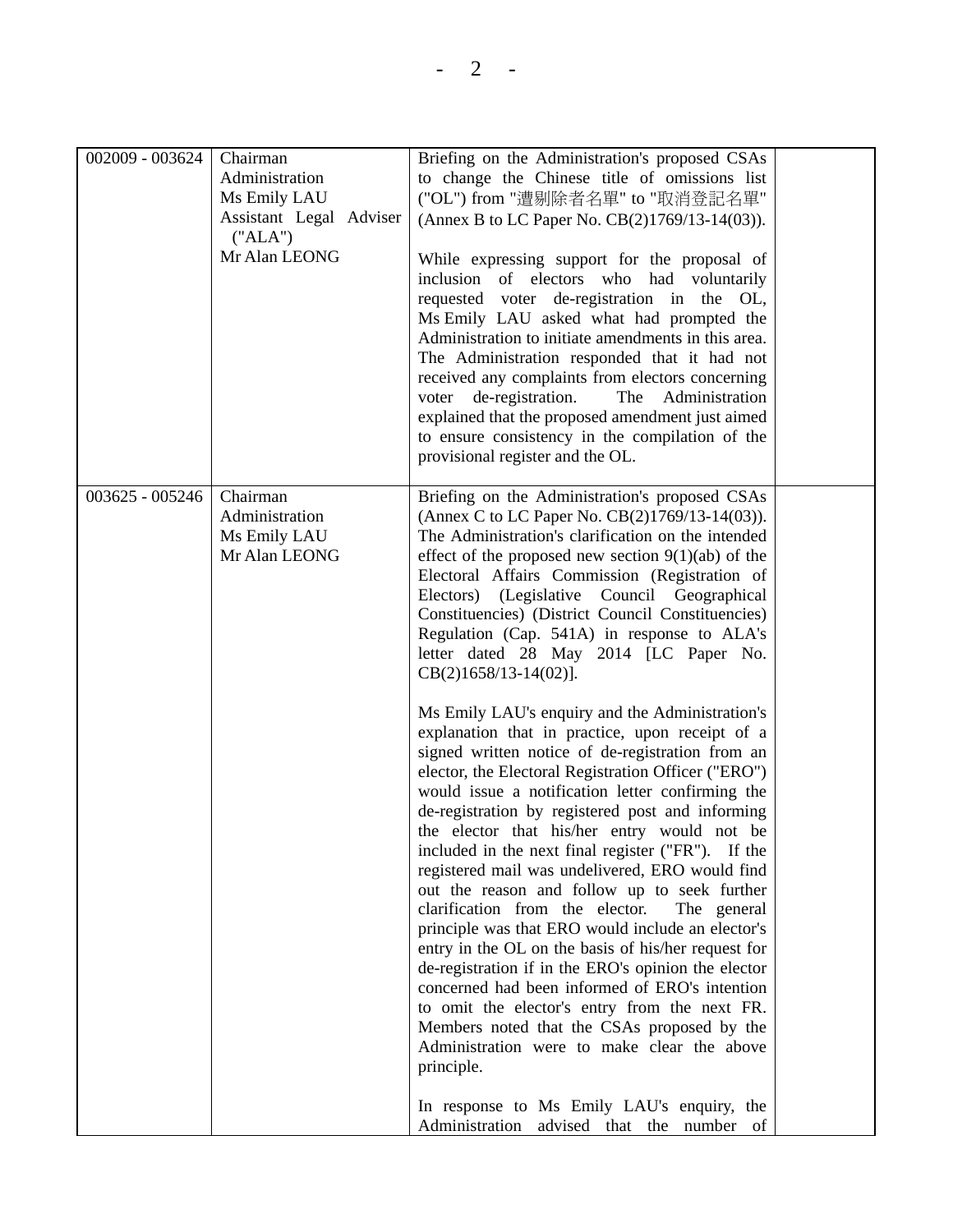| | | | |
|---|---|---|---|
| 002009 - 003624 | Chairman<br>Administration<br>Ms Emily LAU<br>Assistant Legal Adviser ("ALA")<br>Mr Alan LEONG | Briefing on the Administration's proposed CSAs to change the Chinese title of omissions list ("OL") from "遭剔除者名單" to "取消登記名單" (Annex B to LC Paper No. CB(2)1769/13-14(03)).<br><br>While expressing support for the proposal of inclusion of electors who had voluntarily requested voter de-registration in the OL, Ms Emily LAU asked what had prompted the Administration to initiate amendments in this area. The Administration responded that it had not received any complaints from electors concerning voter de-registration. The Administration explained that the proposed amendment just aimed to ensure consistency in the compilation of the provisional register and the OL. | |
| 003625 - 005246 | Chairman<br>Administration<br>Ms Emily LAU<br>Mr Alan LEONG | Briefing on the Administration's proposed CSAs (Annex C to LC Paper No. CB(2)1769/13-14(03)). The Administration's clarification on the intended effect of the proposed new section 9(1)(ab) of the Electoral Affairs Commission (Registration of Electors) (Legislative Council Geographical Constituencies) (District Council Constituencies) Regulation (Cap. 541A) in response to ALA's letter dated 28 May 2014 [LC Paper No. CB(2)1658/13-14(02)].<br><br>Ms Emily LAU's enquiry and the Administration's explanation that in practice, upon receipt of a signed written notice of de-registration from an elector, the Electoral Registration Officer ("ERO") would issue a notification letter confirming the de-registration by registered post and informing the elector that his/her entry would not be included in the next final register ("FR"). If the registered mail was undelivered, ERO would find out the reason and follow up to seek further clarification from the elector. The general principle was that ERO would include an elector's entry in the OL on the basis of his/her request for de-registration if in the ERO's opinion the elector concerned had been informed of ERO's intention to omit the elector's entry from the next FR. Members noted that the CSAs proposed by the Administration were to make clear the above principle.<br><br>In response to Ms Emily LAU's enquiry, the Administration advised that the number of | |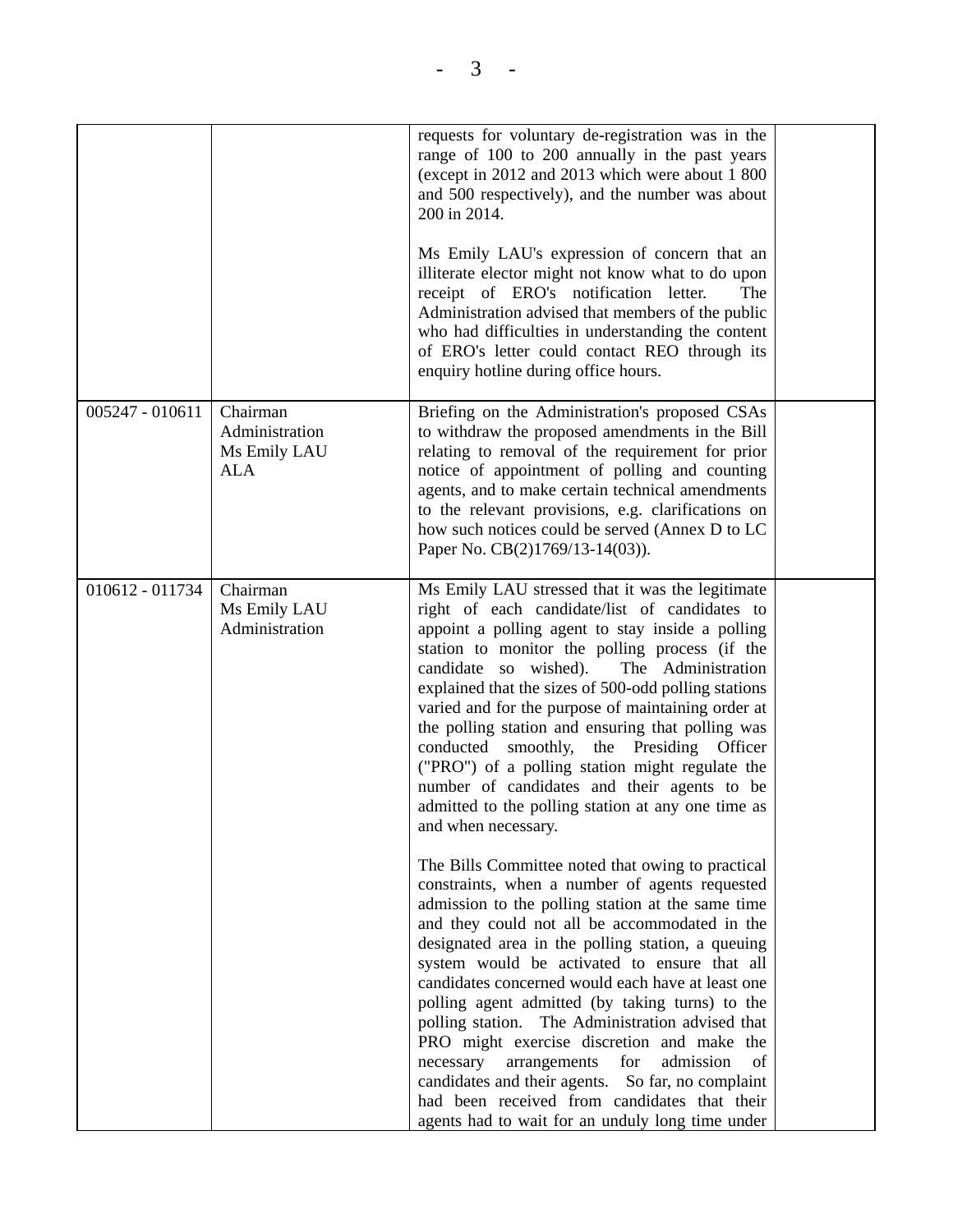| | | | |
|---|---|---|---|
| | | requests for voluntary de-registration was in the range of 100 to 200 annually in the past years (except in 2012 and 2013 which were about 1 800 and 500 respectively), and the number was about 200 in 2014.<br><br>Ms Emily LAU's expression of concern that an illiterate elector might not know what to do upon receipt of ERO's notification letter. The Administration advised that members of the public who had difficulties in understanding the content of ERO's letter could contact REO through its enquiry hotline during office hours. | |
| 005247 - 010611 | Chairman<br>Administration<br>Ms Emily LAU<br>ALA | Briefing on the Administration's proposed CSAs to withdraw the proposed amendments in the Bill relating to removal of the requirement for prior notice of appointment of polling and counting agents, and to make certain technical amendments to the relevant provisions, e.g. clarifications on how such notices could be served (Annex D to LC Paper No. CB(2)1769/13-14(03)). | |
| 010612 - 011734 | Chairman<br>Ms Emily LAU<br>Administration | Ms Emily LAU stressed that it was the legitimate right of each candidate/list of candidates to appoint a polling agent to stay inside a polling station to monitor the polling process (if the candidate so wished). The Administration explained that the sizes of 500-odd polling stations varied and for the purpose of maintaining order at the polling station and ensuring that polling was conducted smoothly, the Presiding Officer ("PRO") of a polling station might regulate the number of candidates and their agents to be admitted to the polling station at any one time as and when necessary.<br><br>The Bills Committee noted that owing to practical constraints, when a number of agents requested admission to the polling station at the same time and they could not all be accommodated in the designated area in the polling station, a queuing system would be activated to ensure that all candidates concerned would each have at least one polling agent admitted (by taking turns) to the polling station. The Administration advised that PRO might exercise discretion and make the necessary arrangements for admission of candidates and their agents. So far, no complaint had been received from candidates that their agents had to wait for an unduly long time under | |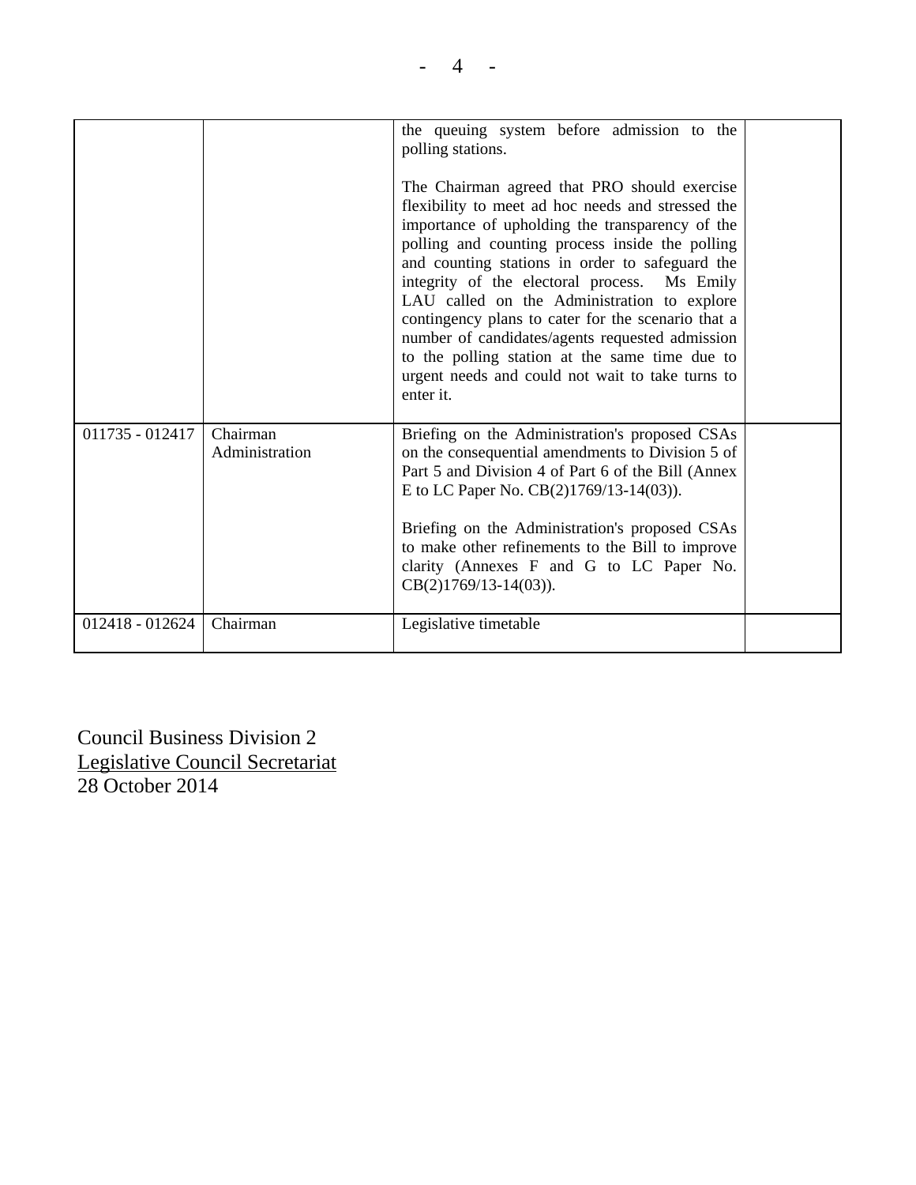| | | | |
|---|---|---|---|
| | | the queuing system before admission to the polling stations.<br><br>The Chairman agreed that PRO should exercise flexibility to meet ad hoc needs and stressed the importance of upholding the transparency of the polling and counting process inside the polling and counting stations in order to safeguard the integrity of the electoral process. Ms Emily LAU called on the Administration to explore contingency plans to cater for the scenario that a number of candidates/agents requested admission to the polling station at the same time due to urgent needs and could not wait to take turns to enter it. | |
| 011735 - 012417 | Chairman<br>Administration | Briefing on the Administration's proposed CSAs on the consequential amendments to Division 5 of Part 5 and Division 4 of Part 6 of the Bill (Annex E to LC Paper No. CB(2)1769/13-14(03)).<br><br>Briefing on the Administration's proposed CSAs to make other refinements to the Bill to improve clarity (Annexes F and G to LC Paper No. CB(2)1769/13-14(03)). | |
| 012418 - 012624 | Chairman | Legislative timetable | |

Council Business Division 2
Legislative Council Secretariat
28 October 2014